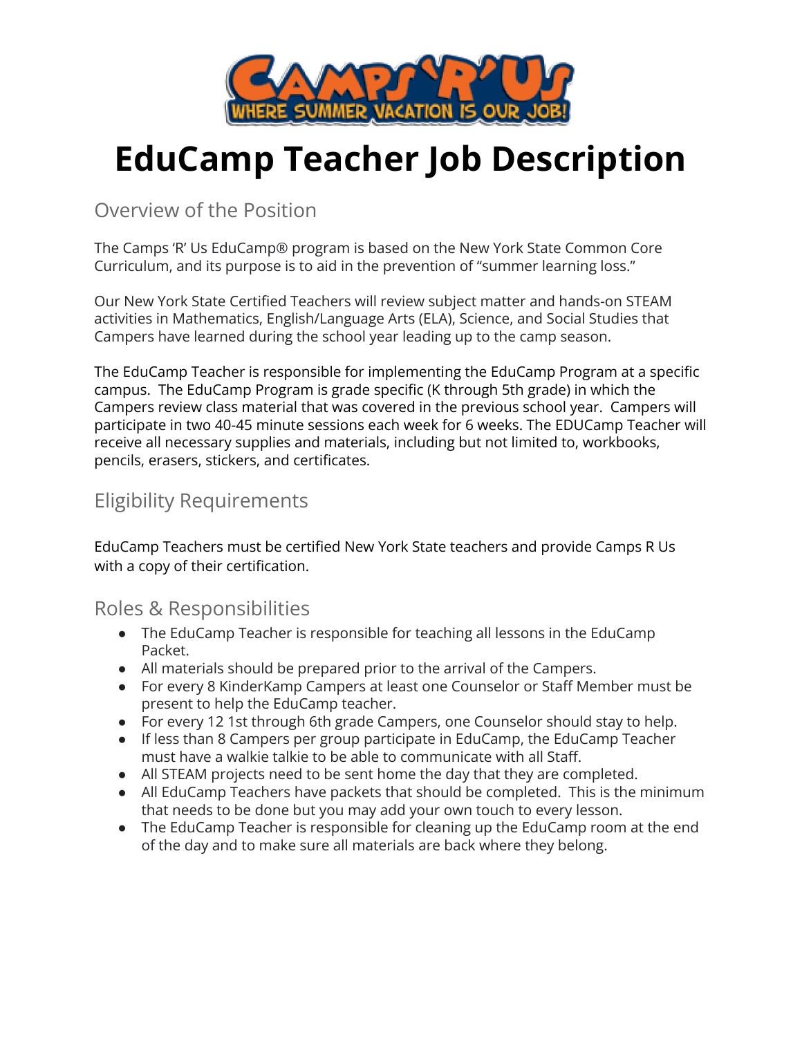# EduCamp Teacher Job Description

## Overview of the Position

The Camps 'R' Us EduCamp® program is based on the New York State Common Core Curriculum, and its purpose is to aid in the prevention of "summer learning loss."

Our New York State Certified Teachers will review subject matter and hands-on STEAM activities in Mathematics, English/Language Arts (ELA), Science, and Social Studies that Campers have learned during the school year leading up to the camp season.

The EduCamp Teacher is responsible for implementing the EduCamp Program at a specific campus. The EduCamp Program is grade specific (K through 5th grade) in which the Campers review class material that was covered in the previous school year. Campers will participate in two 40-45 minute sessions each week for 6 weeks. The EDUCamp Teacher will receive all necessary supplies and materials, including but not limited to, workbooks, pencils, erasers, stickers, and certificates.

## Eligibility Requirements

EduCamp Teachers must be certified New York State teachers and provide Camps R Us with a copy of their certification.

## Roles & Responsibilities

- The EduCamp Teacher is responsible for teaching all lessons in the EduCamp Packet.
- All materials should be prepared prior to the arrival of the Campers.
- For every 8 KinderKamp Campers at least one Counselor or Staff Member must be present to help the EduCamp teacher.
- For every 12 1st through 6th grade Campers, one Counselor should stay to help.
- If less than 8 Campers per group participate in EduCamp, the EduCamp Teacher must have a walkie talkie to be able to communicate with all Staff.
- All STEAM projects need to be sent home the day that they are completed.
- All EduCamp Teachers have packets that should be completed. This is the minimum that needs to be done but you may add your own touch to every lesson.
- The EduCamp Teacher is responsible for cleaning up the EduCamp room at the end of the day and to make sure all materials are back where they belong.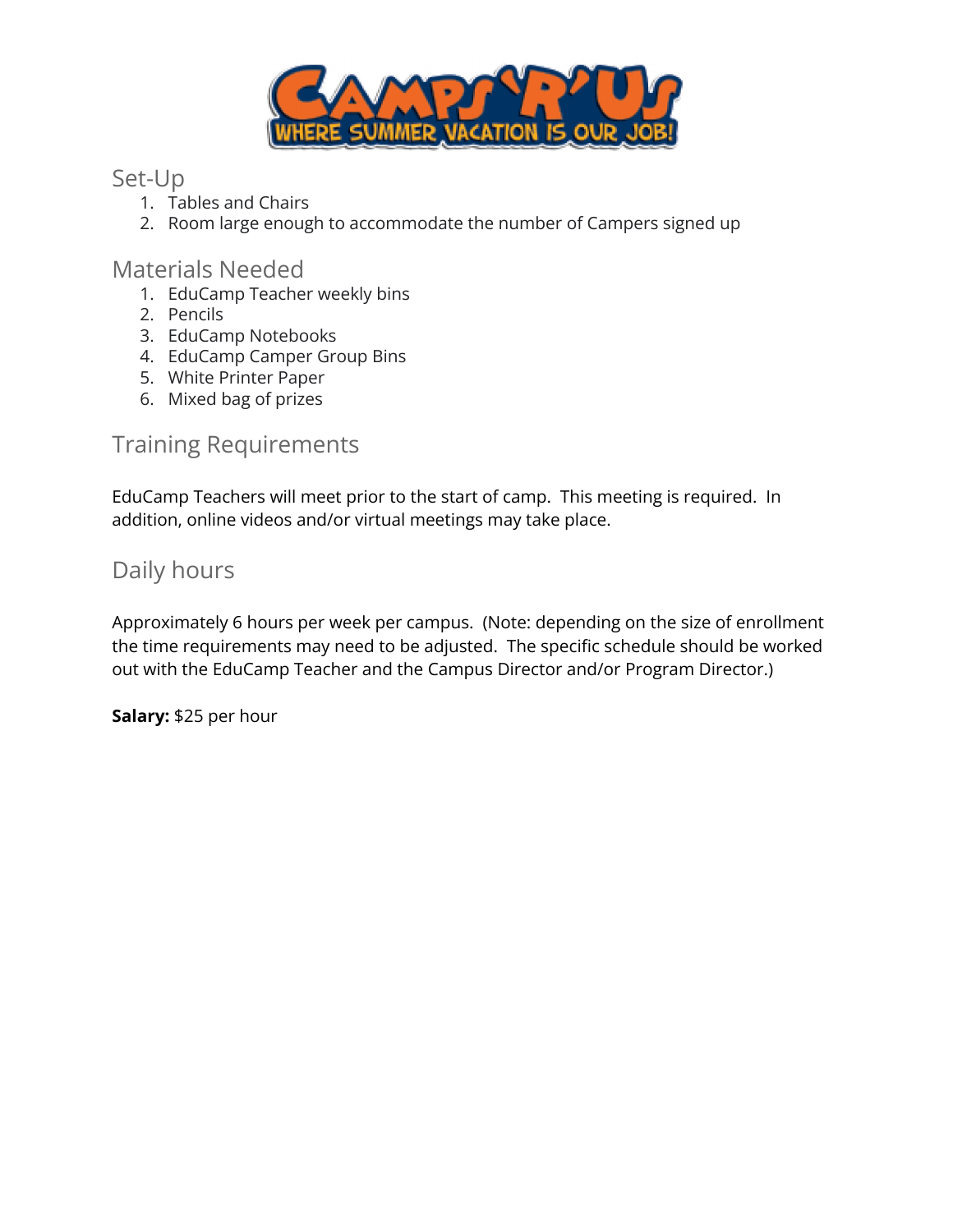## Set-Up

1. Tables and Chairs
2. Room large enough to accommodate the number of Campers signed up

## Materials Needed

1. EduCamp Teacher weekly bins
2. Pencils
3. EduCamp Notebooks
4. EduCamp Camper Group Bins
5. White Printer Paper
6. Mixed bag of prizes

## Training Requirements

EduCamp Teachers will meet prior to the start of camp. This meeting is required. In addition, online videos and/or virtual meetings may take place.

## Daily hours

Approximately 6 hours per week per campus. (Note: depending on the size of enrollment the time requirements may need to be adjusted. The specific schedule should be worked out with the EduCamp Teacher and the Campus Director and/or Program Director.)

**Salary:** $25 per hour